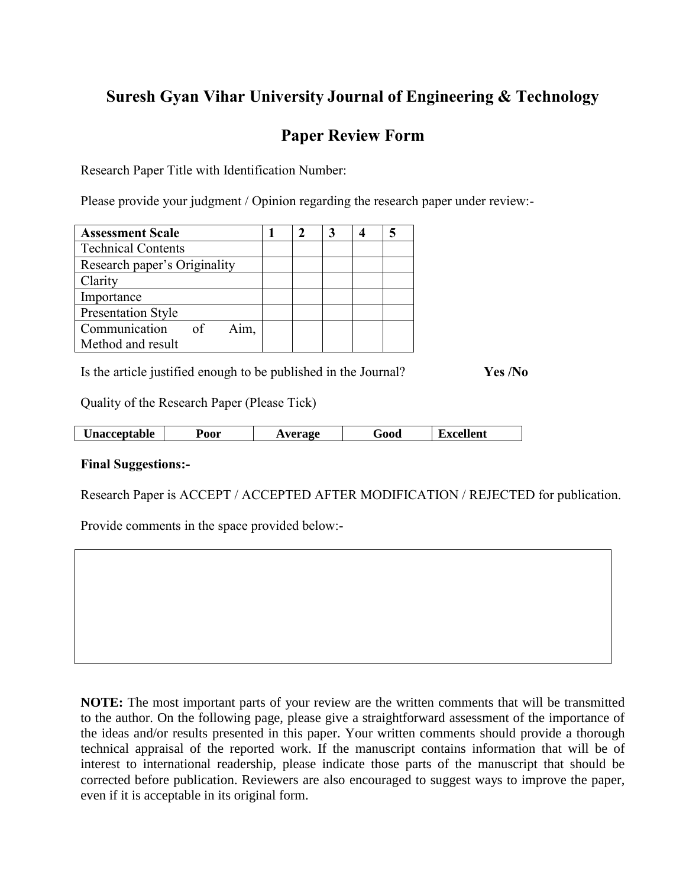# Suresh Gyan Vihar University Journal of Engineering & Technology

## Paper Review Form

Research Paper Title with Identification Number:

Please provide your judgment / Opinion regarding the research paper under review:-

| **Assessment Scale** | **1** | **2** | **3** | **4** | **5** |
|---|---|---|---|---|---|
| Technical Contents | | | | | |
| Research paper's Originality | | | | | |
| Clarity | | | | | |
| Importance | | | | | |
| Presentation Style | | | | | |
| Communication of Aim, Method and result | | | | | |

Is the article justified enough to be published in the Journal? **Yes /No**

Quality of the Research Paper (Please Tick)

| **Unacceptable** | **Poor** | **Average** | **Good** | **Excellent** |
|---|---|---|---|---|

**Final Suggestions:-**

Research Paper is ACCEPT / ACCEPTED AFTER MODIFICATION / REJECTED for publication.

Provide comments in the space provided below:-

**NOTE:** The most important parts of your review are the written comments that will be transmitted to the author. On the following page, please give a straightforward assessment of the importance of the ideas and/or results presented in this paper. Your written comments should provide a thorough technical appraisal of the reported work. If the manuscript contains information that will be of interest to international readership, please indicate those parts of the manuscript that should be corrected before publication. Reviewers are also encouraged to suggest ways to improve the paper, even if it is acceptable in its original form.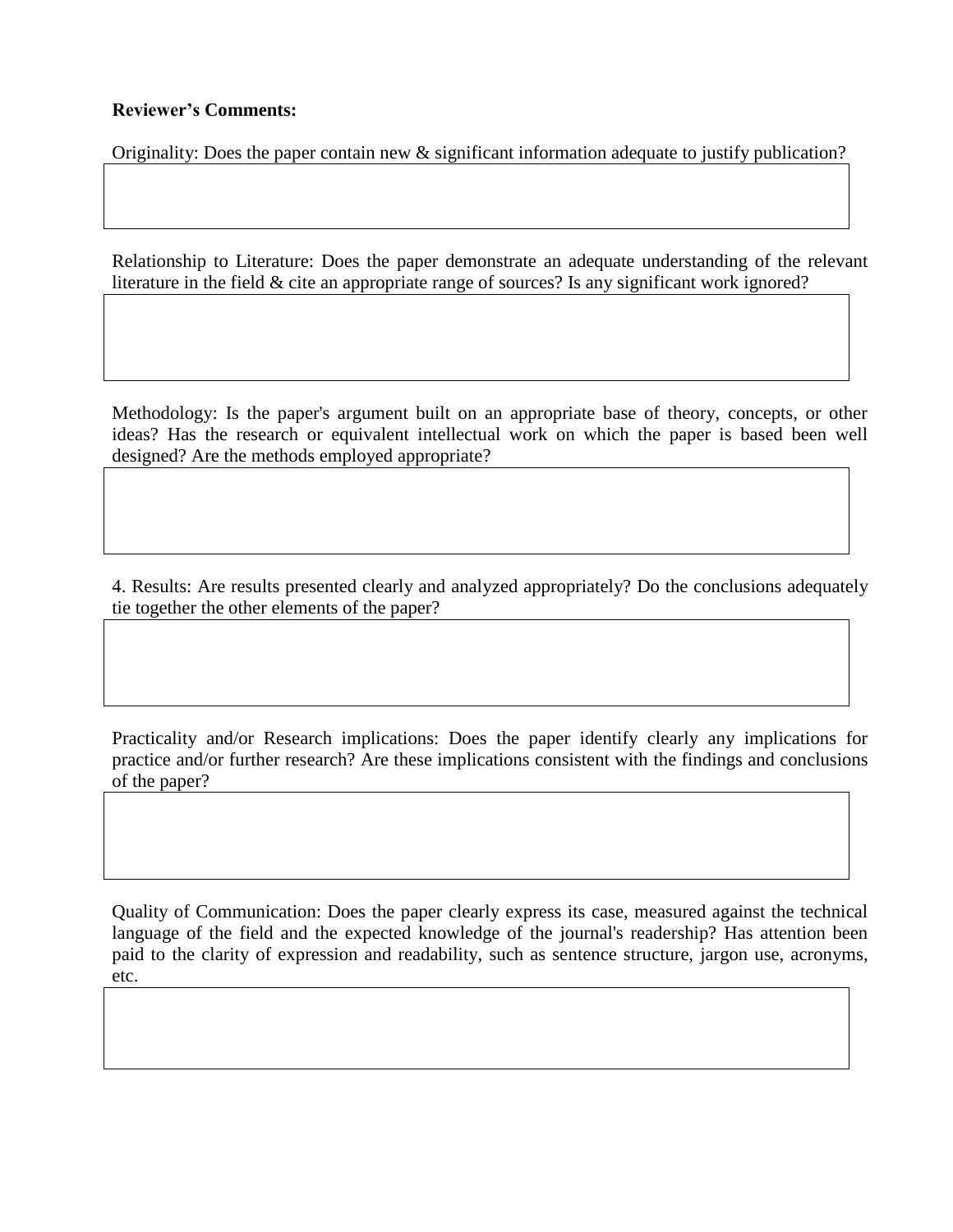**Reviewer's Comments:**

Originality: Does the paper contain new & significant information adequate to justify publication?

| |
|---|
| |

Relationship to Literature: Does the paper demonstrate an adequate understanding of the relevant literature in the field & cite an appropriate range of sources? Is any significant work ignored?

| |
|---|
| |

Methodology: Is the paper's argument built on an appropriate base of theory, concepts, or other ideas? Has the research or equivalent intellectual work on which the paper is based been well designed? Are the methods employed appropriate?

| |
|---|
| |

4. Results: Are results presented clearly and analyzed appropriately? Do the conclusions adequately tie together the other elements of the paper?

| |
|---|
| |

Practicality and/or Research implications: Does the paper identify clearly any implications for practice and/or further research? Are these implications consistent with the findings and conclusions of the paper?

| |
|---|
| |

Quality of Communication: Does the paper clearly express its case, measured against the technical language of the field and the expected knowledge of the journal's readership? Has attention been paid to the clarity of expression and readability, such as sentence structure, jargon use, acronyms, etc.

| |
|---|
| |